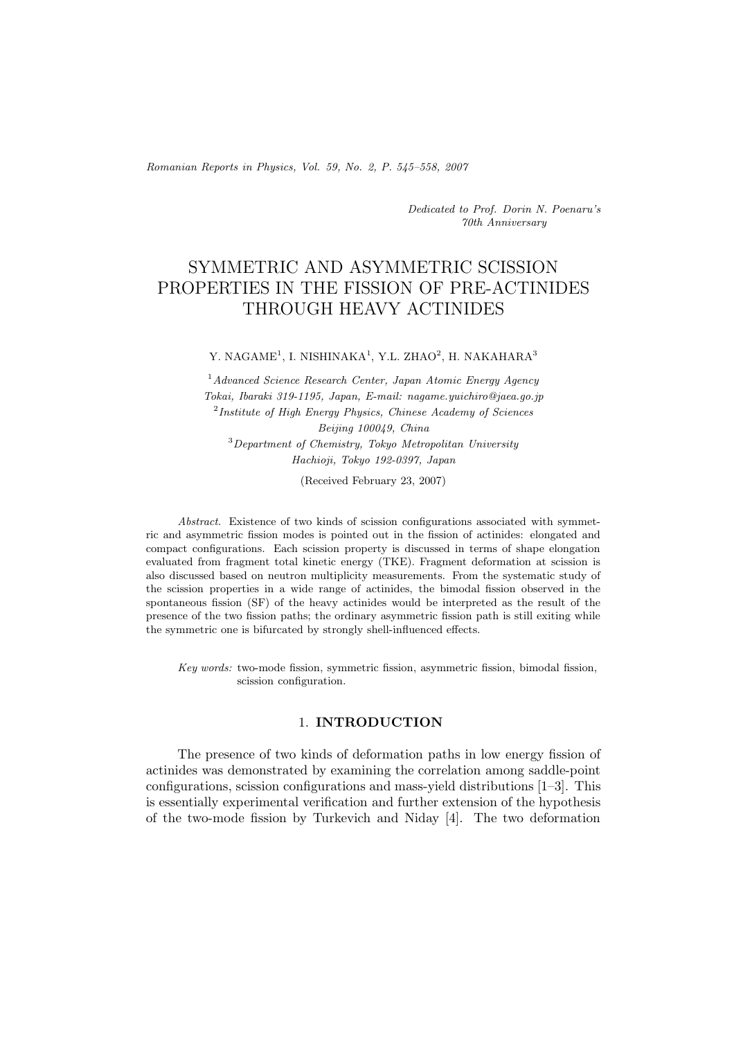*Dedicated to Prof. Dorin N. Poenaru's 70th Anniversary*

# SYMMETRIC AND ASYMMETRIC SCISSION PROPERTIES IN THE FISSION OF PRE-ACTINIDES THROUGH HEAVY ACTINIDES

Y. NAGAME[1], I. NISHINAKA[1], Y.L. ZHAO[2], H. NAKAHARA[3]

[1] *Advanced Science Research Center, Japan Atomic Energy Agency Tokai, Ibaraki 319-1195, Japan, E-mail: nagame.yuichiro@jaea.go.jp*

[2] *Institute of High Energy Physics, Chinese Academy of Sciences Beijing 100049, China*

[3] *Department of Chemistry, Tokyo Metropolitan University Hachioji, Tokyo 192-0397, Japan*

(Received February 23, 2007)

*Abstract.* Existence of two kinds of scission configurations associated with symmetric and asymmetric fission modes is pointed out in the fission of actinides: elongated and compact configurations. Each scission property is discussed in terms of shape elongation evaluated from fragment total kinetic energy (TKE). Fragment deformation at scission is also discussed based on neutron multiplicity measurements. From the systematic study of the scission properties in a wide range of actinides, the bimodal fission observed in the spontaneous fission (SF) of the heavy actinides would be interpreted as the result of the presence of the two fission paths; the ordinary asymmetric fission path is still exiting while the symmetric one is bifurcated by strongly shell-influenced effects.

*Key words:* two-mode fission, symmetric fission, asymmetric fission, bimodal fission, scission configuration.

## 1. INTRODUCTION

The presence of two kinds of deformation paths in low energy fission of actinides was demonstrated by examining the correlation among saddle-point configurations, scission configurations and mass-yield distributions [1–3]. This is essentially experimental verification and further extension of the hypothesis of the two-mode fission by Turkevich and Niday [4]. The two deformation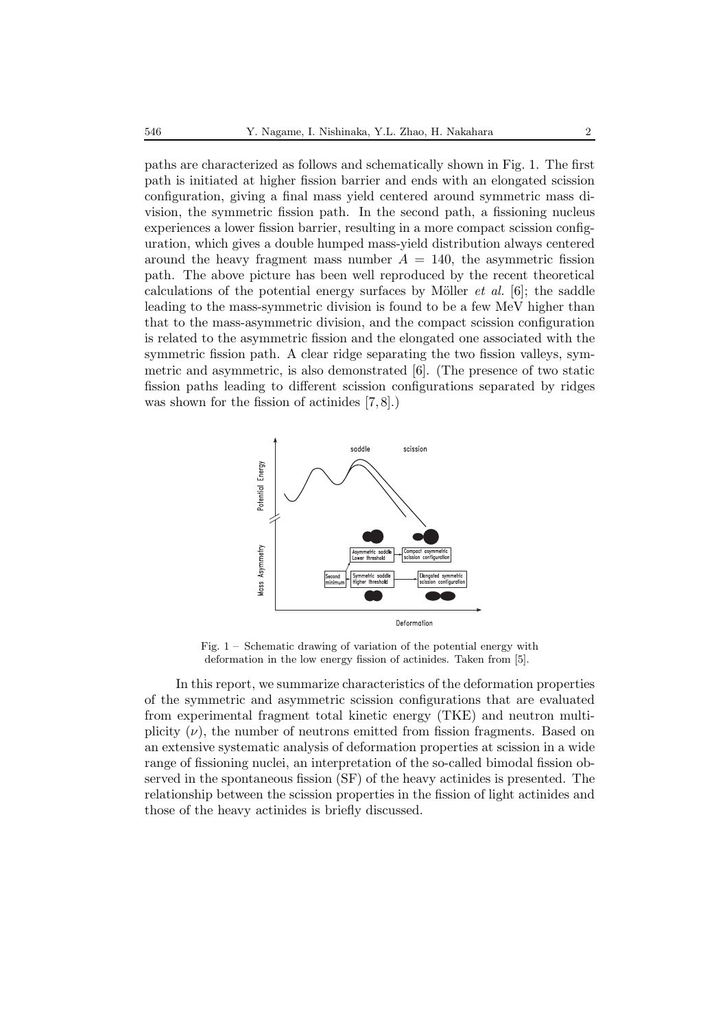paths are characterized as follows and schematically shown in Fig. 1. The first path is initiated at higher fission barrier and ends with an elongated scission configuration, giving a final mass yield centered around symmetric mass division, the symmetric fission path. In the second path, a fissioning nucleus experiences a lower fission barrier, resulting in a more compact scission configuration, which gives a double humped mass-yield distribution always centered around the heavy fragment mass number $A = 140$, the asymmetric fission path. The above picture has been well reproduced by the recent theoretical calculations of the potential energy surfaces by Möller *et al.* [6]; the saddle leading to the mass-symmetric division is found to be a few MeV higher than that to the mass-asymmetric division, and the compact scission configuration is related to the asymmetric fission and the elongated one associated with the symmetric fission path. A clear ridge separating the two fission valleys, symmetric and asymmetric, is also demonstrated [6]. (The presence of two static fission paths leading to different scission configurations separated by ridges was shown for the fission of actinides [7, 8].)

Fig. 1 – Schematic drawing of variation of the potential energy with deformation in the low energy fission of actinides. Taken from [5].

In this report, we summarize characteristics of the deformation properties of the symmetric and asymmetric scission configurations that are evaluated from experimental fragment total kinetic energy (TKE) and neutron multiplicity ($\nu$), the number of neutrons emitted from fission fragments. Based on an extensive systematic analysis of deformation properties at scission in a wide range of fissioning nuclei, an interpretation of the so-called bimodal fission observed in the spontaneous fission (SF) of the heavy actinides is presented. The relationship between the scission properties in the fission of light actinides and those of the heavy actinides is briefly discussed.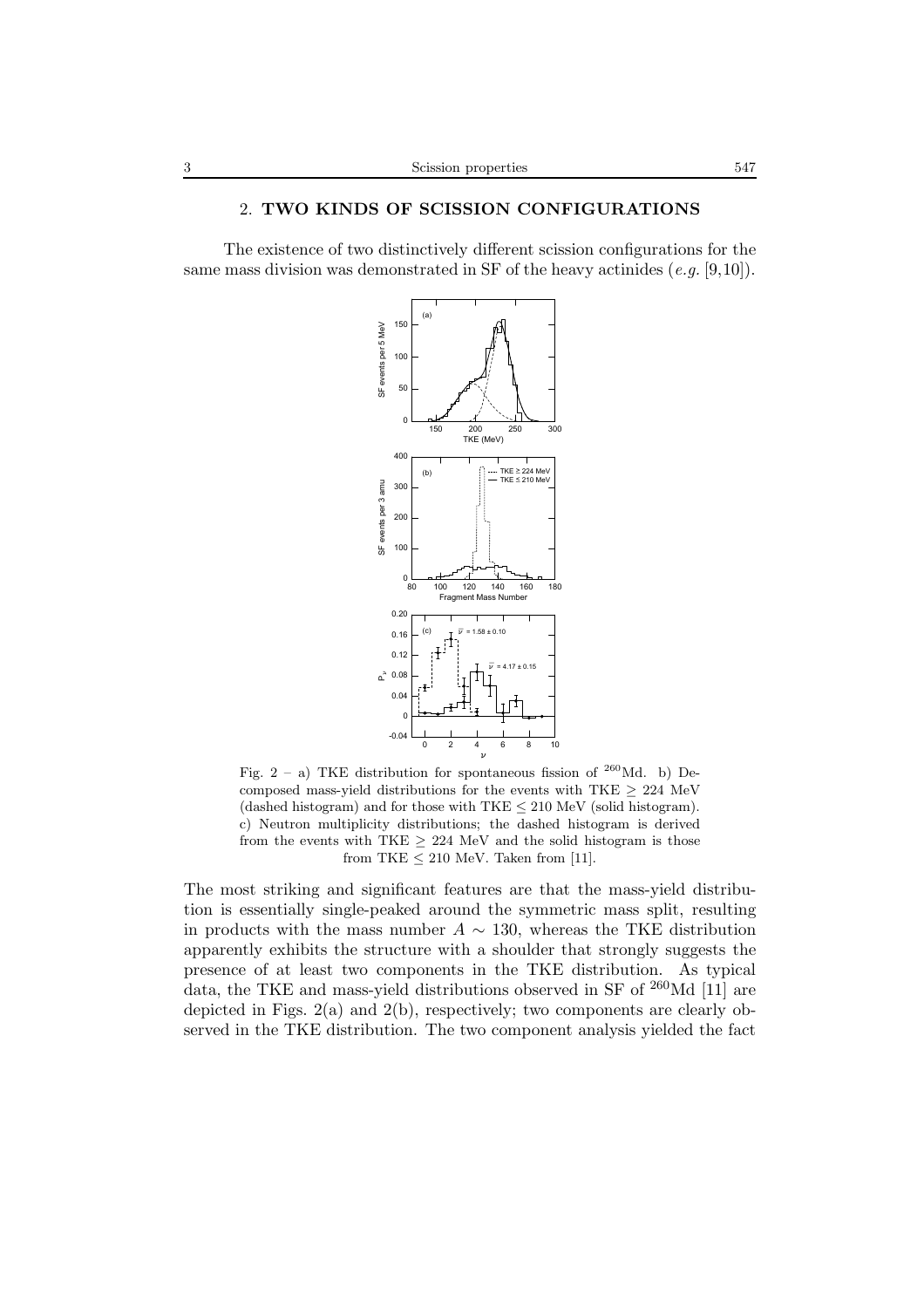## 2. **TWO KINDS OF SCISSION CONFIGURATIONS**

The existence of two distinctively different scission configurations for the same mass division was demonstrated in SF of the heavy actinides (*e.g.* [9,10]).

Fig. 2 – a) TKE distribution for spontaneous fission of $^{260}$Md. b) Decomposed mass-yield distributions for the events with TKE $\geq$ 224 MeV (dashed histogram) and for those with TKE $\leq$ 210 MeV (solid histogram). c) Neutron multiplicity distributions; the dashed histogram is derived from the events with TKE $\geq$ 224 MeV and the solid histogram is those from TKE $\leq$ 210 MeV. Taken from [11].

The most striking and significant features are that the mass-yield distribution is essentially single-peaked around the symmetric mass split, resulting in products with the mass number $A \sim 130$, whereas the TKE distribution apparently exhibits the structure with a shoulder that strongly suggests the presence of at least two components in the TKE distribution. As typical data, the TKE and mass-yield distributions observed in SF of $^{260}$Md [11] are depicted in Figs. 2(a) and 2(b), respectively; two components are clearly observed in the TKE distribution. The two component analysis yielded the fact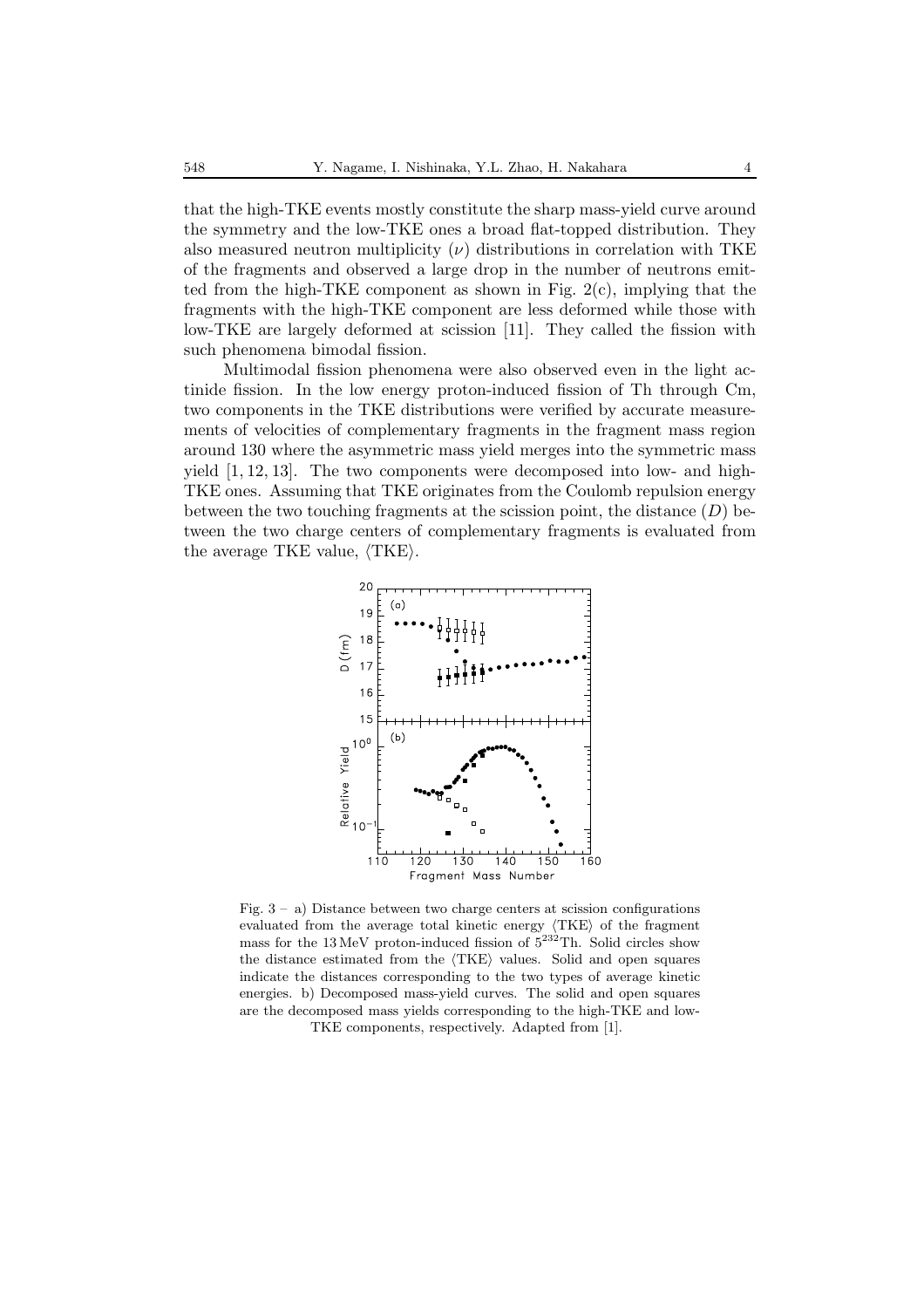that the high-TKE events mostly constitute the sharp mass-yield curve around the symmetry and the low-TKE ones a broad flat-topped distribution. They also measured neutron multiplicity ($\nu$) distributions in correlation with TKE of the fragments and observed a large drop in the number of neutrons emitted from the high-TKE component as shown in Fig. 2(c), implying that the fragments with the high-TKE component are less deformed while those with low-TKE are largely deformed at scission [11]. They called the fission with such phenomena bimodal fission.

Multimodal fission phenomena were also observed even in the light actinide fission. In the low energy proton-induced fission of Th through Cm, two components in the TKE distributions were verified by accurate measurements of velocities of complementary fragments in the fragment mass region around 130 where the asymmetric mass yield merges into the symmetric mass yield [1, 12, 13]. The two components were decomposed into low- and high-TKE ones. Assuming that TKE originates from the Coulomb repulsion energy between the two touching fragments at the scission point, the distance ($D$) between the two charge centers of complementary fragments is evaluated from the average TKE value, $\langle \mathrm{TKE} \rangle$.

Fig. 3 – a) Distance between two charge centers at scission configurations evaluated from the average total kinetic energy $\langle \mathrm{TKE} \rangle$ of the fragment mass for the 13 MeV proton-induced fission of $5^{232}$Th. Solid circles show the distance estimated from the $\langle \mathrm{TKE} \rangle$ values. Solid and open squares indicate the distances corresponding to the two types of average kinetic energies. b) Decomposed mass-yield curves. The solid and open squares are the decomposed mass yields corresponding to the high-TKE and low-TKE components, respectively. Adapted from [1].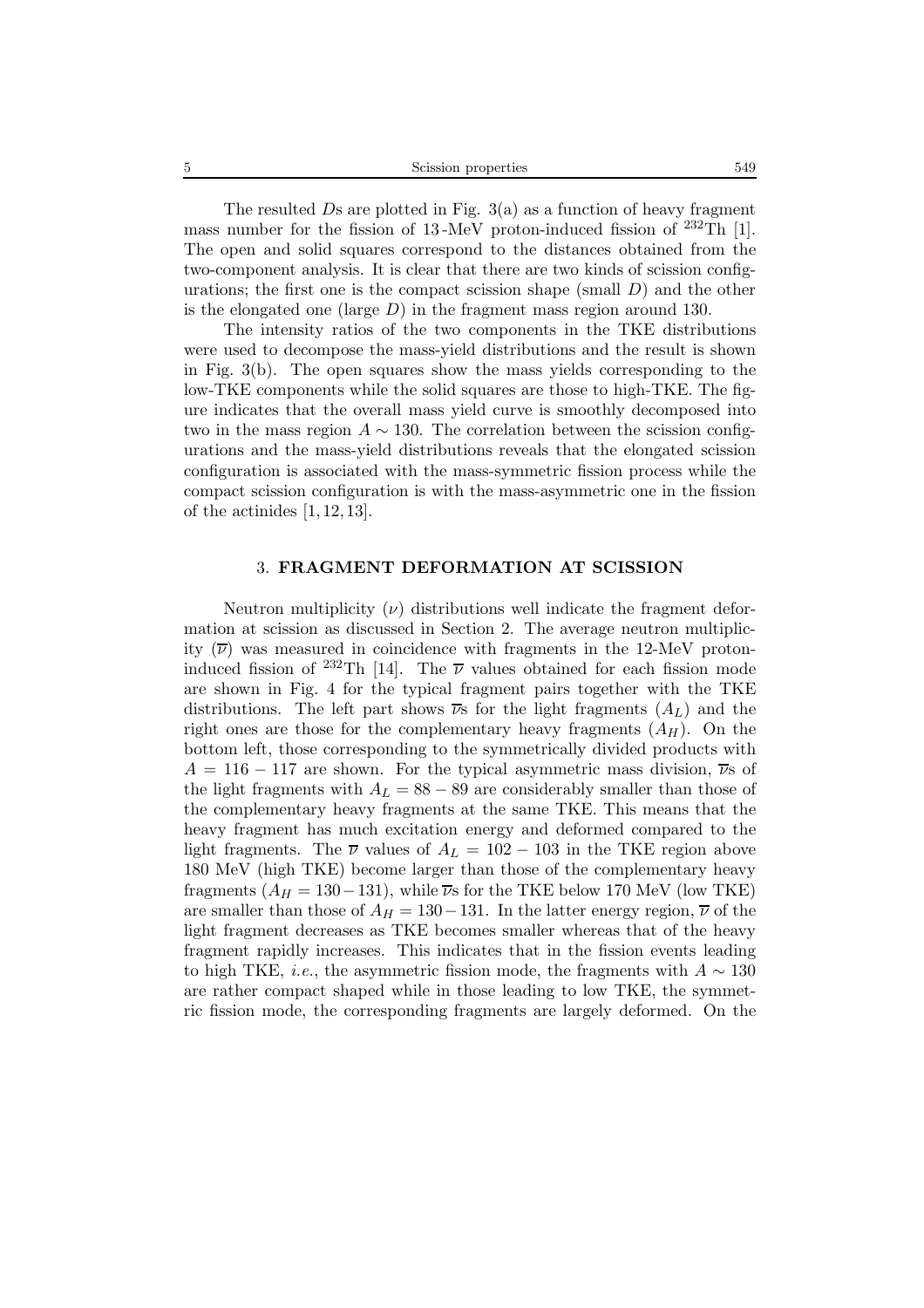The resulted $D$s are plotted in Fig. 3(a) as a function of heavy fragment mass number for the fission of 13-MeV proton-induced fission of $^{232}$Th [1]. The open and solid squares correspond to the distances obtained from the two-component analysis. It is clear that there are two kinds of scission configurations; the first one is the compact scission shape (small $D$) and the other is the elongated one (large $D$) in the fragment mass region around 130.

The intensity ratios of the two components in the TKE distributions were used to decompose the mass-yield distributions and the result is shown in Fig. 3(b). The open squares show the mass yields corresponding to the low-TKE components while the solid squares are those to high-TKE. The figure indicates that the overall mass yield curve is smoothly decomposed into two in the mass region $A \sim 130$. The correlation between the scission configurations and the mass-yield distributions reveals that the elongated scission configuration is associated with the mass-symmetric fission process while the compact scission configuration is with the mass-asymmetric one in the fission of the actinides [1, 12, 13].

## 3. FRAGMENT DEFORMATION AT SCISSION

Neutron multiplicity ($\nu$) distributions well indicate the fragment deformation at scission as discussed in Section 2. The average neutron multiplicity ($\overline{\nu}$) was measured in coincidence with fragments in the 12-MeV proton-induced fission of $^{232}$Th [14]. The $\overline{\nu}$ values obtained for each fission mode are shown in Fig. 4 for the typical fragment pairs together with the TKE distributions. The left part shows $\overline{\nu}$s for the light fragments ($A_L$) and the right ones are those for the complementary heavy fragments ($A_H$). On the bottom left, those corresponding to the symmetrically divided products with $A = 116 - 117$ are shown. For the typical asymmetric mass division, $\overline{\nu}$s of the light fragments with $A_L = 88 - 89$ are considerably smaller than those of the complementary heavy fragments at the same TKE. This means that the heavy fragment has much excitation energy and deformed compared to the light fragments. The $\overline{\nu}$ values of $A_L = 102 - 103$ in the TKE region above 180 MeV (high TKE) become larger than those of the complementary heavy fragments ($A_H = 130 - 131$), while $\overline{\nu}$s for the TKE below 170 MeV (low TKE) are smaller than those of $A_H = 130 - 131$. In the latter energy region, $\overline{\nu}$ of the light fragment decreases as TKE becomes smaller whereas that of the heavy fragment rapidly increases. This indicates that in the fission events leading to high TKE, *i.e.*, the asymmetric fission mode, the fragments with $A \sim 130$ are rather compact shaped while in those leading to low TKE, the symmetric fission mode, the corresponding fragments are largely deformed. On the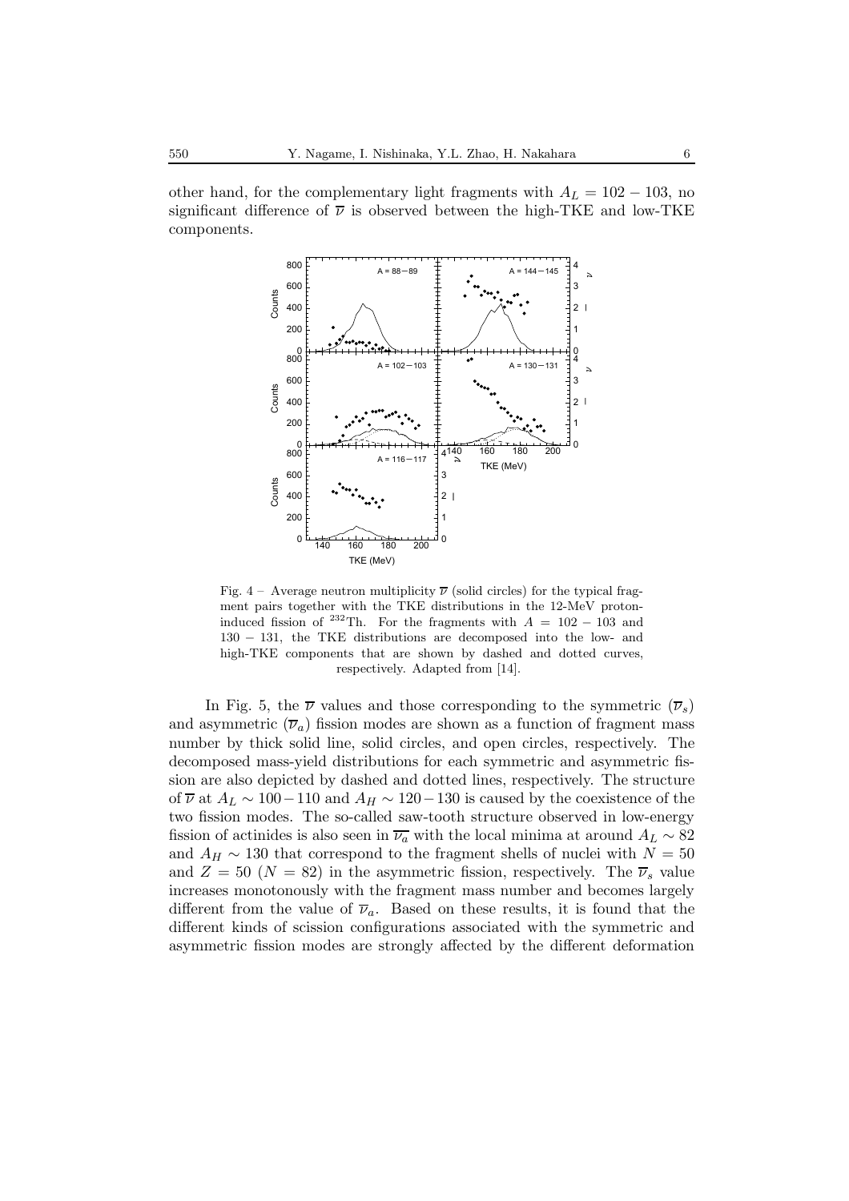other hand, for the complementary light fragments with $A_L = 102-103$, no significant difference of $\overline{\nu}$ is observed between the high-TKE and low-TKE components.

Fig. 4 – Average neutron multiplicity $\overline{\nu}$ (solid circles) for the typical fragment pairs together with the TKE distributions in the 12-MeV proton-induced fission of $^{232}$Th. For the fragments with $A = 102-103$ and $130-131$, the TKE distributions are decomposed into the low- and high-TKE components that are shown by dashed and dotted curves, respectively. Adapted from [14].

In Fig. 5, the $\overline{\nu}$ values and those corresponding to the symmetric ($\overline{\nu}_s$) and asymmetric ($\overline{\nu}_a$) fission modes are shown as a function of fragment mass number by thick solid line, solid circles, and open circles, respectively. The decomposed mass-yield distributions for each symmetric and asymmetric fission are also depicted by dashed and dotted lines, respectively. The structure of $\overline{\nu}$ at $A_L \sim 100-110$ and $A_H \sim 120-130$ is caused by the coexistence of the two fission modes. The so-called saw-tooth structure observed in low-energy fission of actinides is also seen in $\overline{\nu_a}$ with the local minima at around $A_L \sim 82$ and $A_H \sim 130$ that correspond to the fragment shells of nuclei with $N = 50$ and $Z = 50$ ($N = 82$) in the asymmetric fission, respectively. The $\overline{\nu}_s$ value increases monotonously with the fragment mass number and becomes largely different from the value of $\overline{\nu}_a$. Based on these results, it is found that the different kinds of scission configurations associated with the symmetric and asymmetric fission modes are strongly affected by the different deformation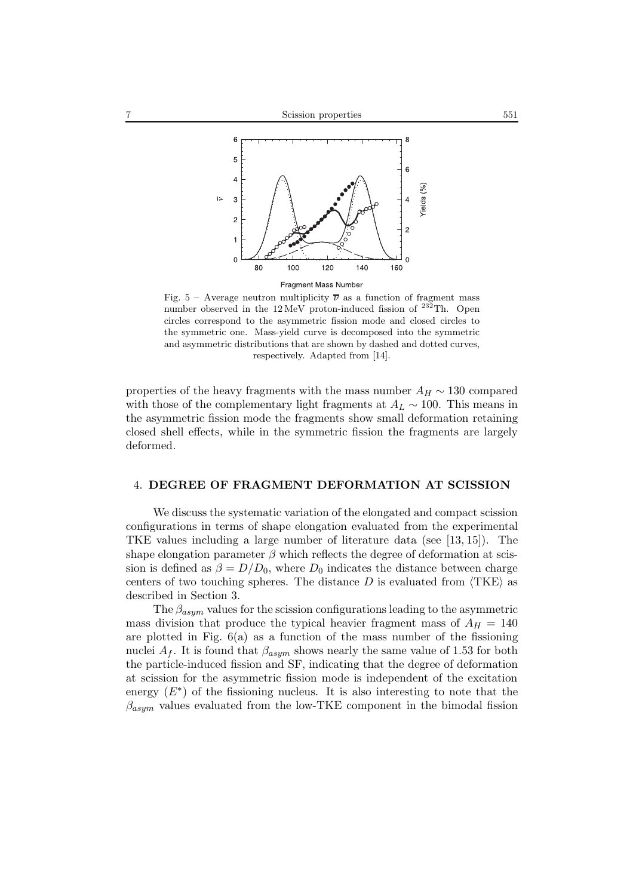Fig. 5 – Average neutron multiplicity $\overline{\nu}$ as a function of fragment mass number observed in the 12 MeV proton-induced fission of $^{232}$Th. Open circles correspond to the asymmetric fission mode and closed circles to the symmetric one. Mass-yield curve is decomposed into the symmetric and asymmetric distributions that are shown by dashed and dotted curves, respectively. Adapted from [14].

properties of the heavy fragments with the mass number $A_H \sim 130$ compared with those of the complementary light fragments at $A_L \sim 100$. This means in the asymmetric fission mode the fragments show small deformation retaining closed shell effects, while in the symmetric fission the fragments are largely deformed.

## 4. DEGREE OF FRAGMENT DEFORMATION AT SCISSION

We discuss the systematic variation of the elongated and compact scission configurations in terms of shape elongation evaluated from the experimental TKE values including a large number of literature data (see [13, 15]). The shape elongation parameter $\beta$ which reflects the degree of deformation at scission is defined as $\beta = D/D_0$, where $D_0$ indicates the distance between charge centers of two touching spheres. The distance $D$ is evaluated from $\langle \mathrm{TKE} \rangle$ as described in Section 3.

The $\beta_{asym}$ values for the scission configurations leading to the asymmetric mass division that produce the typical heavier fragment mass of $A_H = 140$ are plotted in Fig. 6(a) as a function of the mass number of the fissioning nuclei $A_f$. It is found that $\beta_{asym}$ shows nearly the same value of 1.53 for both the particle-induced fission and SF, indicating that the degree of deformation at scission for the asymmetric fission mode is independent of the excitation energy ($E^*$) of the fissioning nucleus. It is also interesting to note that the $\beta_{asym}$ values evaluated from the low-TKE component in the bimodal fission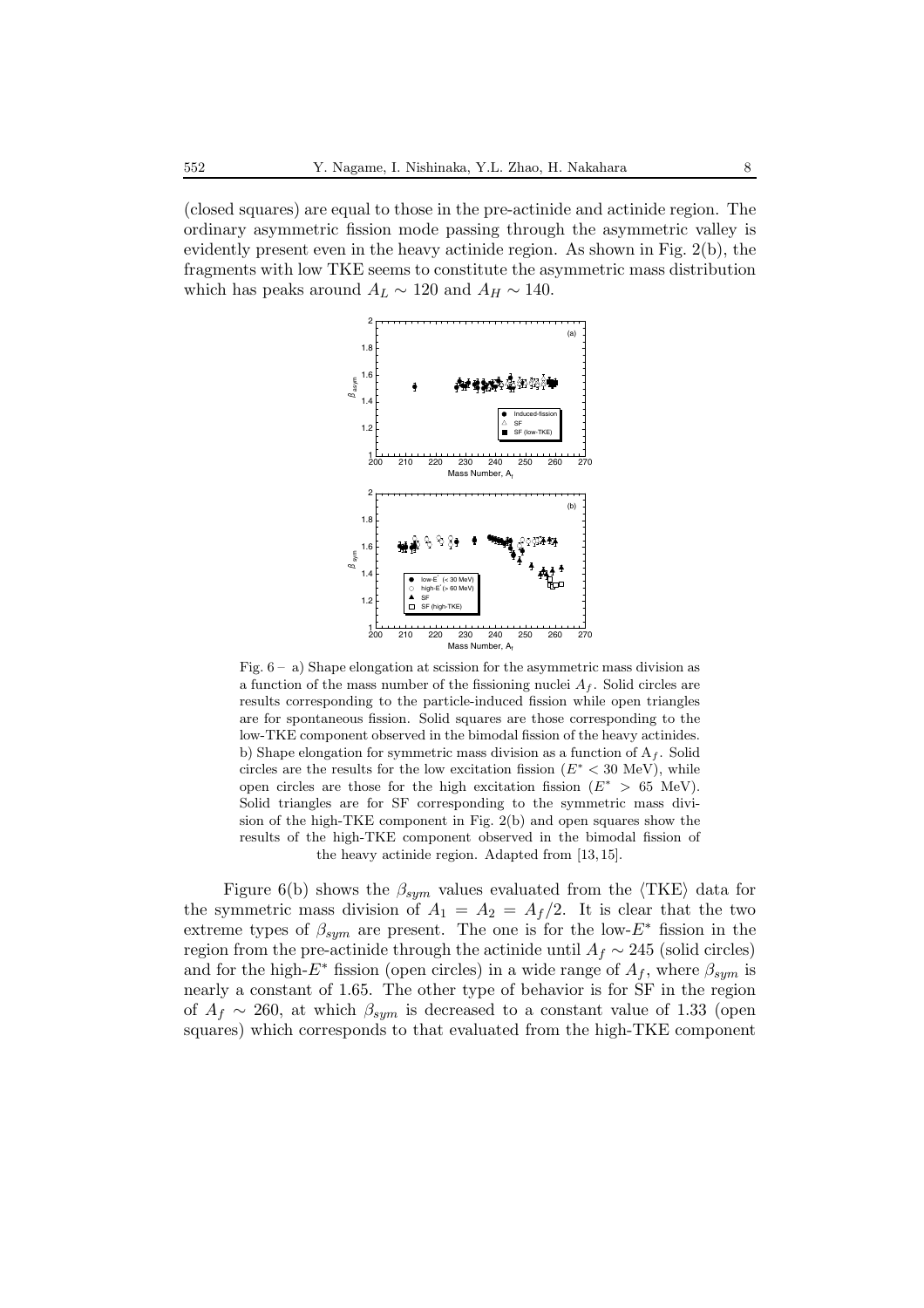(closed squares) are equal to those in the pre-actinide and actinide region. The ordinary asymmetric fission mode passing through the asymmetric valley is evidently present even in the heavy actinide region. As shown in Fig. 2(b), the fragments with low TKE seems to constitute the asymmetric mass distribution which has peaks around $A_L \sim 120$ and $A_H \sim 140$.

Fig. 6 – a) Shape elongation at scission for the asymmetric mass division as a function of the mass number of the fissioning nuclei $A_f$. Solid circles are results corresponding to the particle-induced fission while open triangles are for spontaneous fission. Solid squares are those corresponding to the low-TKE component observed in the bimodal fission of the heavy actinides. b) Shape elongation for symmetric mass division as a function of $A_f$. Solid circles are the results for the low excitation fission ($E^* < 30$ MeV), while open circles are those for the high excitation fission ($E^* > 65$ MeV). Solid triangles are for SF corresponding to the symmetric mass division of the high-TKE component in Fig. 2(b) and open squares show the results of the high-TKE component observed in the bimodal fission of the heavy actinide region. Adapted from [13, 15].

Figure 6(b) shows the $\beta_{sym}$ values evaluated from the $\langle\text{TKE}\rangle$ data for the symmetric mass division of $A_1 = A_2 = A_f/2$. It is clear that the two extreme types of $\beta_{sym}$ are present. The one is for the low-$E^*$ fission in the region from the pre-actinide through the actinide until $A_f \sim 245$ (solid circles) and for the high-$E^*$ fission (open circles) in a wide range of $A_f$, where $\beta_{sym}$ is nearly a constant of 1.65. The other type of behavior is for SF in the region of $A_f \sim 260$, at which $\beta_{sym}$ is decreased to a constant value of 1.33 (open squares) which corresponds to that evaluated from the high-TKE component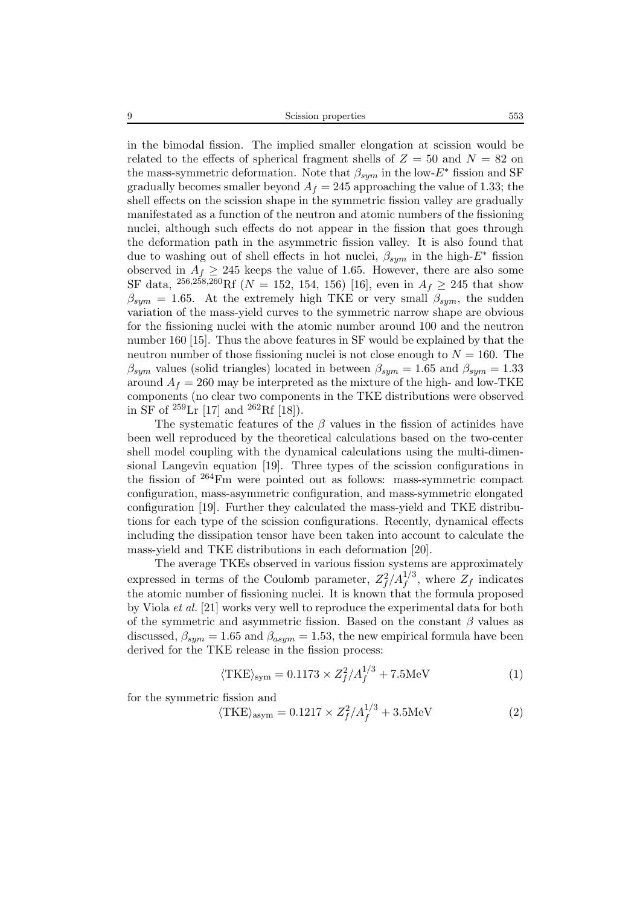in the bimodal fission. The implied smaller elongation at scission would be related to the effects of spherical fragment shells of $Z = 50$ and $N = 82$ on the mass-symmetric deformation. Note that $\beta_{sym}$ in the low-$E^*$ fission and SF gradually becomes smaller beyond $A_f = 245$ approaching the value of 1.33; the shell effects on the scission shape in the symmetric fission valley are gradually manifestated as a function of the neutron and atomic numbers of the fissioning nuclei, although such effects do not appear in the fission that goes through the deformation path in the asymmetric fission valley. It is also found that due to washing out of shell effects in hot nuclei, $\beta_{sym}$ in the high-$E^*$ fission observed in $A_f \geq 245$ keeps the value of 1.65. However, there are also some SF data, $^{256,258,260}$Rf ($N$ = 152, 154, 156) [16], even in $A_f \geq 245$ that show $\beta_{sym} = 1.65$. At the extremely high TKE or very small $\beta_{sym}$, the sudden variation of the mass-yield curves to the symmetric narrow shape are obvious for the fissioning nuclei with the atomic number around 100 and the neutron number 160 [15]. Thus the above features in SF would be explained by that the neutron number of those fissioning nuclei is not close enough to $N = 160$. The $\beta_{sym}$ values (solid triangles) located in between $\beta_{sym} = 1.65$ and $\beta_{sym} = 1.33$ around $A_f = 260$ may be interpreted as the mixture of the high- and low-TKE components (no clear two components in the TKE distributions were observed in SF of $^{259}$Lr [17] and $^{262}$Rf [18]).

The systematic features of the $\beta$ values in the fission of actinides have been well reproduced by the theoretical calculations based on the two-center shell model coupling with the dynamical calculations using the multi-dimensional Langevin equation [19]. Three types of the scission configurations in the fission of $^{264}$Fm were pointed out as follows: mass-symmetric compact configuration, mass-asymmetric configuration, and mass-symmetric elongated configuration [19]. Further they calculated the mass-yield and TKE distributions for each type of the scission configurations. Recently, dynamical effects including the dissipation tensor have been taken into account to calculate the mass-yield and TKE distributions in each deformation [20].

The average TKEs observed in various fission systems are approximately expressed in terms of the Coulomb parameter, $Z_f^2/A_f^{1/3}$, where $Z_f$ indicates the atomic number of fissioning nuclei. It is known that the formula proposed by Viola *et al.* [21] works very well to reproduce the experimental data for both of the symmetric and asymmetric fission. Based on the constant $\beta$ values as discussed, $\beta_{sym} = 1.65$ and $\beta_{asym} = 1.53$, the new empirical formula have been derived for the TKE release in the fission process:

$$\langle \mathrm{TKE} \rangle_{\mathrm{sym}} = 0.1173 \times Z_f^2/A_f^{1/3} + 7.5\mathrm{MeV} \tag{1}$$

for the symmetric fission and

$$\langle \mathrm{TKE} \rangle_{\mathrm{asym}} = 0.1217 \times Z_f^2/A_f^{1/3} + 3.5\mathrm{MeV} \tag{2}$$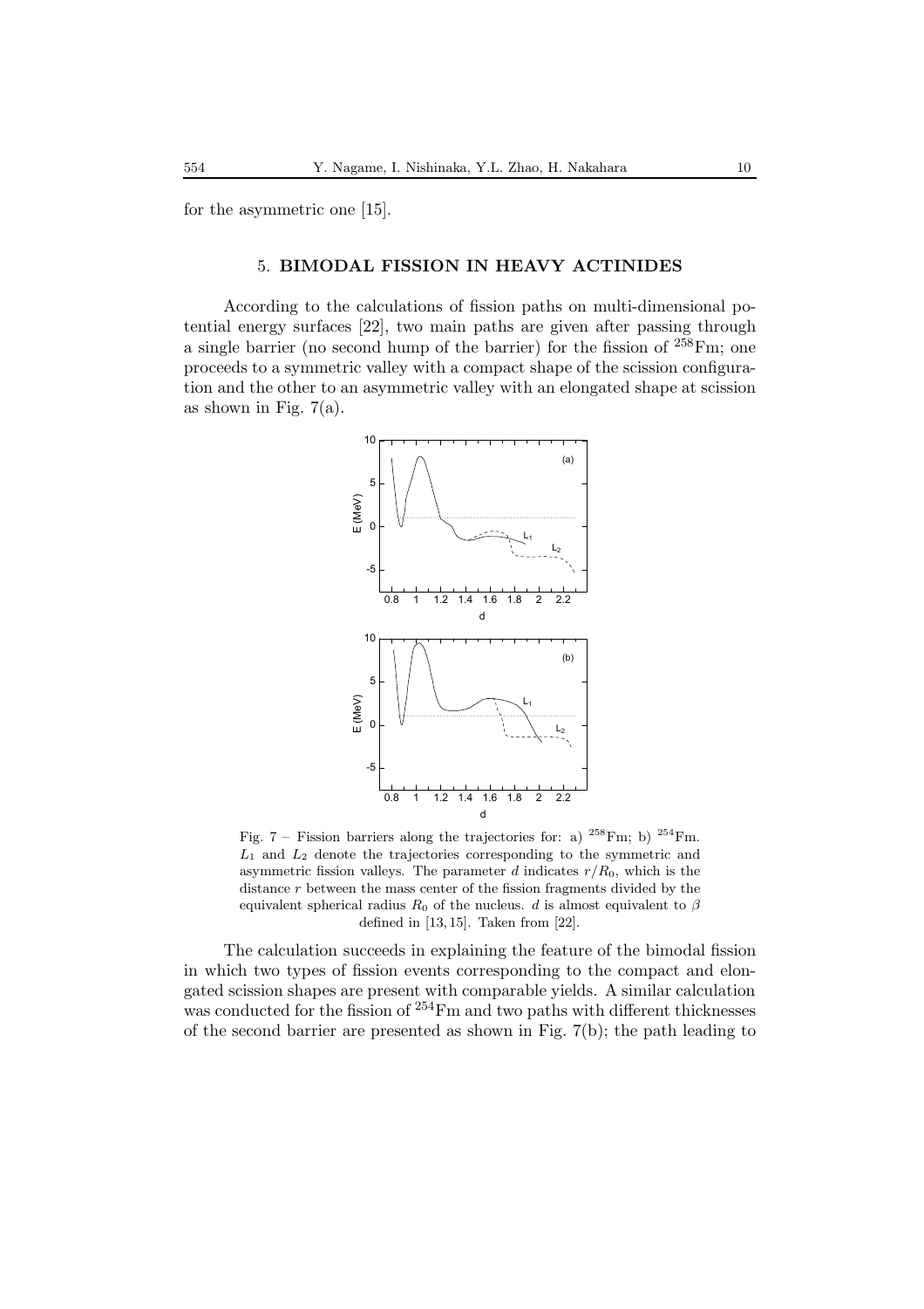for the asymmetric one [15].

## 5. BIMODAL FISSION IN HEAVY ACTINIDES

According to the calculations of fission paths on multi-dimensional potential energy surfaces [22], two main paths are given after passing through a single barrier (no second hump of the barrier) for the fission of $^{258}$Fm; one proceeds to a symmetric valley with a compact shape of the scission configuration and the other to an asymmetric valley with an elongated shape at scission as shown in Fig. 7(a).

Fig. 7 – Fission barriers along the trajectories for: a) $^{258}$Fm; b) $^{254}$Fm. $L_1$ and $L_2$ denote the trajectories corresponding to the symmetric and asymmetric fission valleys. The parameter $d$ indicates $r/R_0$, which is the distance $r$ between the mass center of the fission fragments divided by the equivalent spherical radius $R_0$ of the nucleus. $d$ is almost equivalent to $\beta$ defined in [13, 15]. Taken from [22].

The calculation succeeds in explaining the feature of the bimodal fission in which two types of fission events corresponding to the compact and elongated scission shapes are present with comparable yields. A similar calculation was conducted for the fission of $^{254}$Fm and two paths with different thicknesses of the second barrier are presented as shown in Fig. 7(b); the path leading to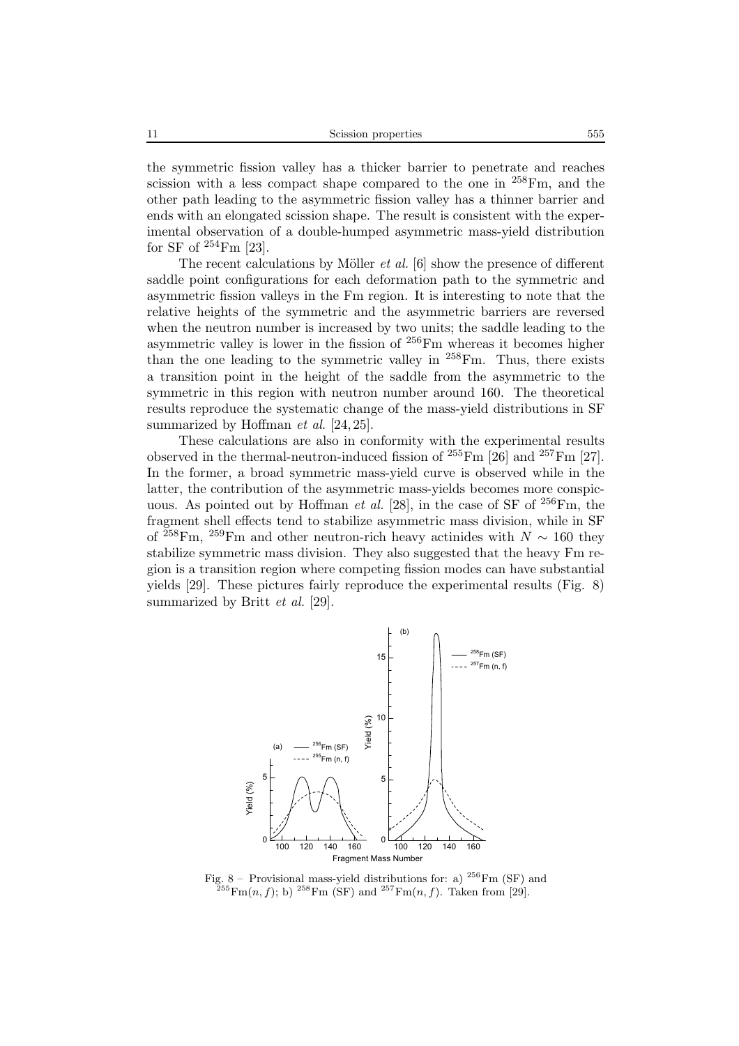the symmetric fission valley has a thicker barrier to penetrate and reaches scission with a less compact shape compared to the one in $^{258}$Fm, and the other path leading to the asymmetric fission valley has a thinner barrier and ends with an elongated scission shape. The result is consistent with the experimental observation of a double-humped asymmetric mass-yield distribution for SF of $^{254}$Fm [23].

The recent calculations by Möller *et al.* [6] show the presence of different saddle point configurations for each deformation path to the symmetric and asymmetric fission valleys in the Fm region. It is interesting to note that the relative heights of the symmetric and the asymmetric barriers are reversed when the neutron number is increased by two units; the saddle leading to the asymmetric valley is lower in the fission of $^{256}$Fm whereas it becomes higher than the one leading to the symmetric valley in $^{258}$Fm. Thus, there exists a transition point in the height of the saddle from the asymmetric to the symmetric in this region with neutron number around 160. The theoretical results reproduce the systematic change of the mass-yield distributions in SF summarized by Hoffman *et al.* [24, 25].

These calculations are also in conformity with the experimental results observed in the thermal-neutron-induced fission of $^{255}$Fm [26] and $^{257}$Fm [27]. In the former, a broad symmetric mass-yield curve is observed while in the latter, the contribution of the asymmetric mass-yields becomes more conspicuous. As pointed out by Hoffman *et al.* [28], in the case of SF of $^{256}$Fm, the fragment shell effects tend to stabilize asymmetric mass division, while in SF of $^{258}$Fm, $^{259}$Fm and other neutron-rich heavy actinides with $N \sim 160$ they stabilize symmetric mass division. They also suggested that the heavy Fm region is a transition region where competing fission modes can have substantial yields [29]. These pictures fairly reproduce the experimental results (Fig. 8) summarized by Britt *et al.* [29].

Fig. 8 – Provisional mass-yield distributions for: a) $^{256}$Fm (SF) and $^{255}$Fm$(n, f)$; b) $^{258}$Fm (SF) and $^{257}$Fm$(n, f)$. Taken from [29].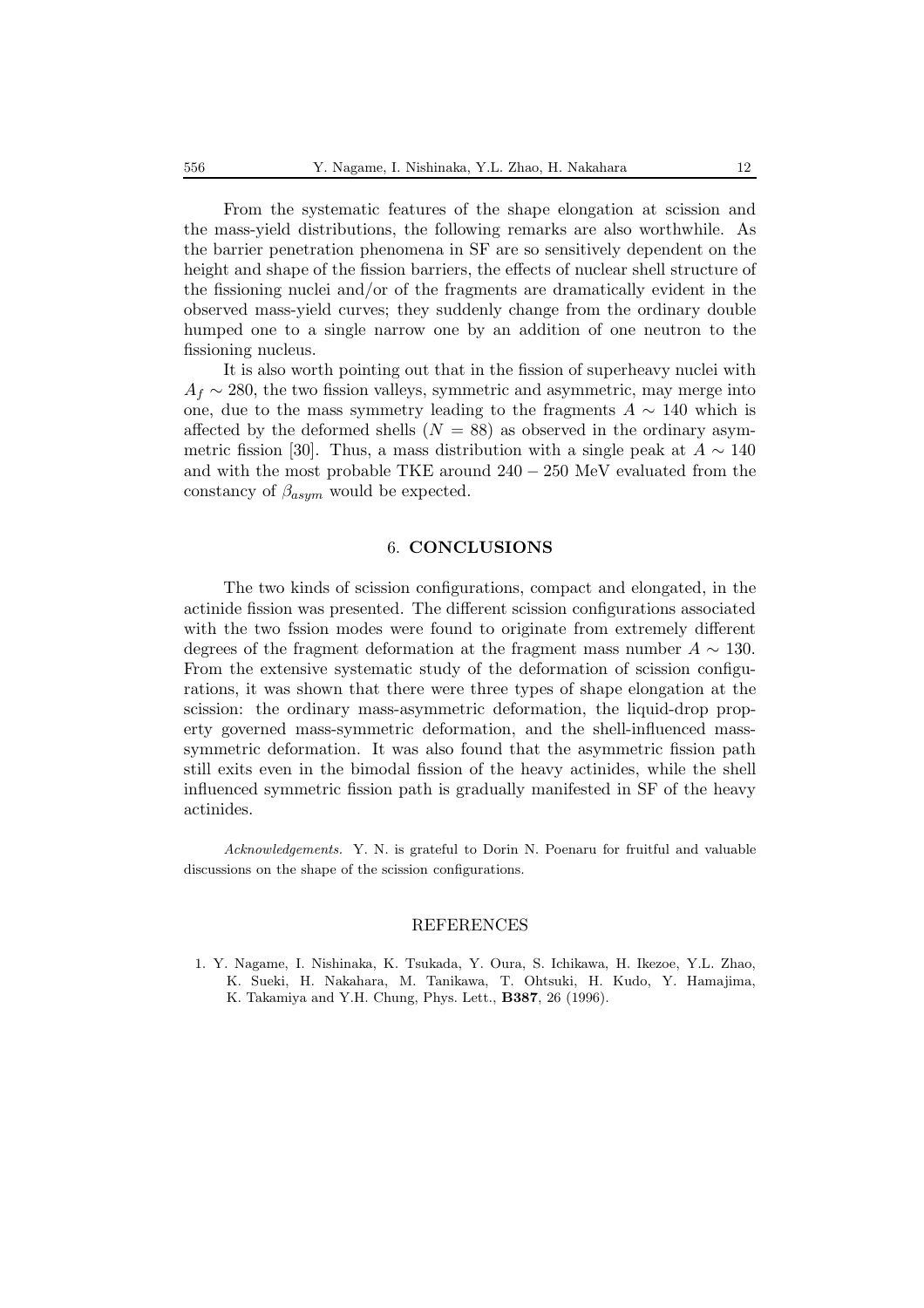From the systematic features of the shape elongation at scission and the mass-yield distributions, the following remarks are also worthwhile. As the barrier penetration phenomena in SF are so sensitively dependent on the height and shape of the fission barriers, the effects of nuclear shell structure of the fissioning nuclei and/or of the fragments are dramatically evident in the observed mass-yield curves; they suddenly change from the ordinary double humped one to a single narrow one by an addition of one neutron to the fissioning nucleus.

It is also worth pointing out that in the fission of superheavy nuclei with $A_f \sim 280$, the two fission valleys, symmetric and asymmetric, may merge into one, due to the mass symmetry leading to the fragments $A \sim 140$ which is affected by the deformed shells ($N = 88$) as observed in the ordinary asymmetric fission [30]. Thus, a mass distribution with a single peak at $A \sim 140$ and with the most probable TKE around $240 - 250$ MeV evaluated from the constancy of $\beta_{asym}$ would be expected.

## 6. CONCLUSIONS

The two kinds of scission configurations, compact and elongated, in the actinide fission was presented. The different scission configurations associated with the two fssion modes were found to originate from extremely different degrees of the fragment deformation at the fragment mass number $A \sim 130$. From the extensive systematic study of the deformation of scission configurations, it was shown that there were three types of shape elongation at the scission: the ordinary mass-asymmetric deformation, the liquid-drop property governed mass-symmetric deformation, and the shell-influenced mass-symmetric deformation. It was also found that the asymmetric fission path still exits even in the bimodal fission of the heavy actinides, while the shell influenced symmetric fission path is gradually manifested in SF of the heavy actinides.

*Acknowledgements.* Y. N. is grateful to Dorin N. Poenaru for fruitful and valuable discussions on the shape of the scission configurations.

## REFERENCES

1. Y. Nagame, I. Nishinaka, K. Tsukada, Y. Oura, S. Ichikawa, H. Ikezoe, Y.L. Zhao, K. Sueki, H. Nakahara, M. Tanikawa, T. Ohtsuki, H. Kudo, Y. Hamajima, K. Takamiya and Y.H. Chung, Phys. Lett., **B387**, 26 (1996).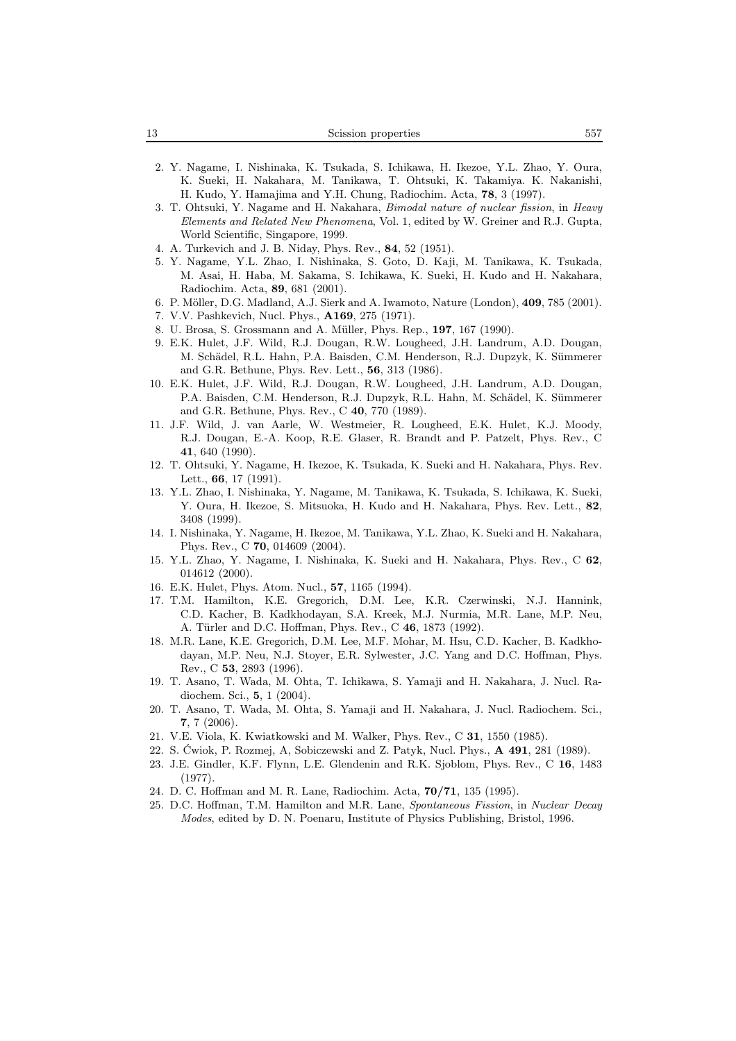2. Y. Nagame, I. Nishinaka, K. Tsukada, S. Ichikawa, H. Ikezoe, Y.L. Zhao, Y. Oura, K. Sueki, H. Nakahara, M. Tanikawa, T. Ohtsuki, K. Takamiya. K. Nakanishi, H. Kudo, Y. Hamajima and Y.H. Chung, Radiochim. Acta, **78**, 3 (1997).
3. T. Ohtsuki, Y. Nagame and H. Nakahara, *Bimodal nature of nuclear fission*, in *Heavy Elements and Related New Phenomena*, Vol. 1, edited by W. Greiner and R.J. Gupta, World Scientific, Singapore, 1999.
4. A. Turkevich and J. B. Niday, Phys. Rev., **84**, 52 (1951).
5. Y. Nagame, Y.L. Zhao, I. Nishinaka, S. Goto, D. Kaji, M. Tanikawa, K. Tsukada, M. Asai, H. Haba, M. Sakama, S. Ichikawa, K. Sueki, H. Kudo and H. Nakahara, Radiochim. Acta, **89**, 681 (2001).
6. P. Möller, D.G. Madland, A.J. Sierk and A. Iwamoto, Nature (London), **409**, 785 (2001).
7. V.V. Pashkevich, Nucl. Phys., **A169**, 275 (1971).
8. U. Brosa, S. Grossmann and A. Müller, Phys. Rep., **197**, 167 (1990).
9. E.K. Hulet, J.F. Wild, R.J. Dougan, R.W. Lougheed, J.H. Landrum, A.D. Dougan, M. Schädel, R.L. Hahn, P.A. Baisden, C.M. Henderson, R.J. Dupzyk, K. Sümmerer and G.R. Bethune, Phys. Rev. Lett., **56**, 313 (1986).
10. E.K. Hulet, J.F. Wild, R.J. Dougan, R.W. Lougheed, J.H. Landrum, A.D. Dougan, P.A. Baisden, C.M. Henderson, R.J. Dupzyk, R.L. Hahn, M. Schädel, K. Sümmerer and G.R. Bethune, Phys. Rev., C **40**, 770 (1989).
11. J.F. Wild, J. van Aarle, W. Westmeier, R. Lougheed, E.K. Hulet, K.J. Moody, R.J. Dougan, E.-A. Koop, R.E. Glaser, R. Brandt and P. Patzelt, Phys. Rev., C **41**, 640 (1990).
12. T. Ohtsuki, Y. Nagame, H. Ikezoe, K. Tsukada, K. Sueki and H. Nakahara, Phys. Rev. Lett., **66**, 17 (1991).
13. Y.L. Zhao, I. Nishinaka, Y. Nagame, M. Tanikawa, K. Tsukada, S. Ichikawa, K. Sueki, Y. Oura, H. Ikezoe, S. Mitsuoka, H. Kudo and H. Nakahara, Phys. Rev. Lett., **82**, 3408 (1999).
14. I. Nishinaka, Y. Nagame, H. Ikezoe, M. Tanikawa, Y.L. Zhao, K. Sueki and H. Nakahara, Phys. Rev., C **70**, 014609 (2004).
15. Y.L. Zhao, Y. Nagame, I. Nishinaka, K. Sueki and H. Nakahara, Phys. Rev., C **62**, 014612 (2000).
16. E.K. Hulet, Phys. Atom. Nucl., **57**, 1165 (1994).
17. T.M. Hamilton, K.E. Gregorich, D.M. Lee, K.R. Czerwinski, N.J. Hannink, C.D. Kacher, B. Kadkhodayan, S.A. Kreek, M.J. Nurmia, M.R. Lane, M.P. Neu, A. Türler and D.C. Hoffman, Phys. Rev., C **46**, 1873 (1992).
18. M.R. Lane, K.E. Gregorich, D.M. Lee, M.F. Mohar, M. Hsu, C.D. Kacher, B. Kadkhodayan, M.P. Neu, N.J. Stoyer, E.R. Sylwester, J.C. Yang and D.C. Hoffman, Phys. Rev., C **53**, 2893 (1996).
19. T. Asano, T. Wada, M. Ohta, T. Ichikawa, S. Yamaji and H. Nakahara, J. Nucl. Radiochem. Sci., **5**, 1 (2004).
20. T. Asano, T. Wada, M. Ohta, S. Yamaji and H. Nakahara, J. Nucl. Radiochem. Sci., **7**, 7 (2006).
21. V.E. Viola, K. Kwiatkowski and M. Walker, Phys. Rev., C **31**, 1550 (1985).
22. S. Ćwiok, P. Rozmej, A, Sobiczewski and Z. Patyk, Nucl. Phys., **A 491**, 281 (1989).
23. J.E. Gindler, K.F. Flynn, L.E. Glendenin and R.K. Sjoblom, Phys. Rev., C **16**, 1483 (1977).
24. D. C. Hoffman and M. R. Lane, Radiochim. Acta, **70/71**, 135 (1995).
25. D.C. Hoffman, T.M. Hamilton and M.R. Lane, *Spontaneous Fission*, in *Nuclear Decay Modes*, edited by D. N. Poenaru, Institute of Physics Publishing, Bristol, 1996.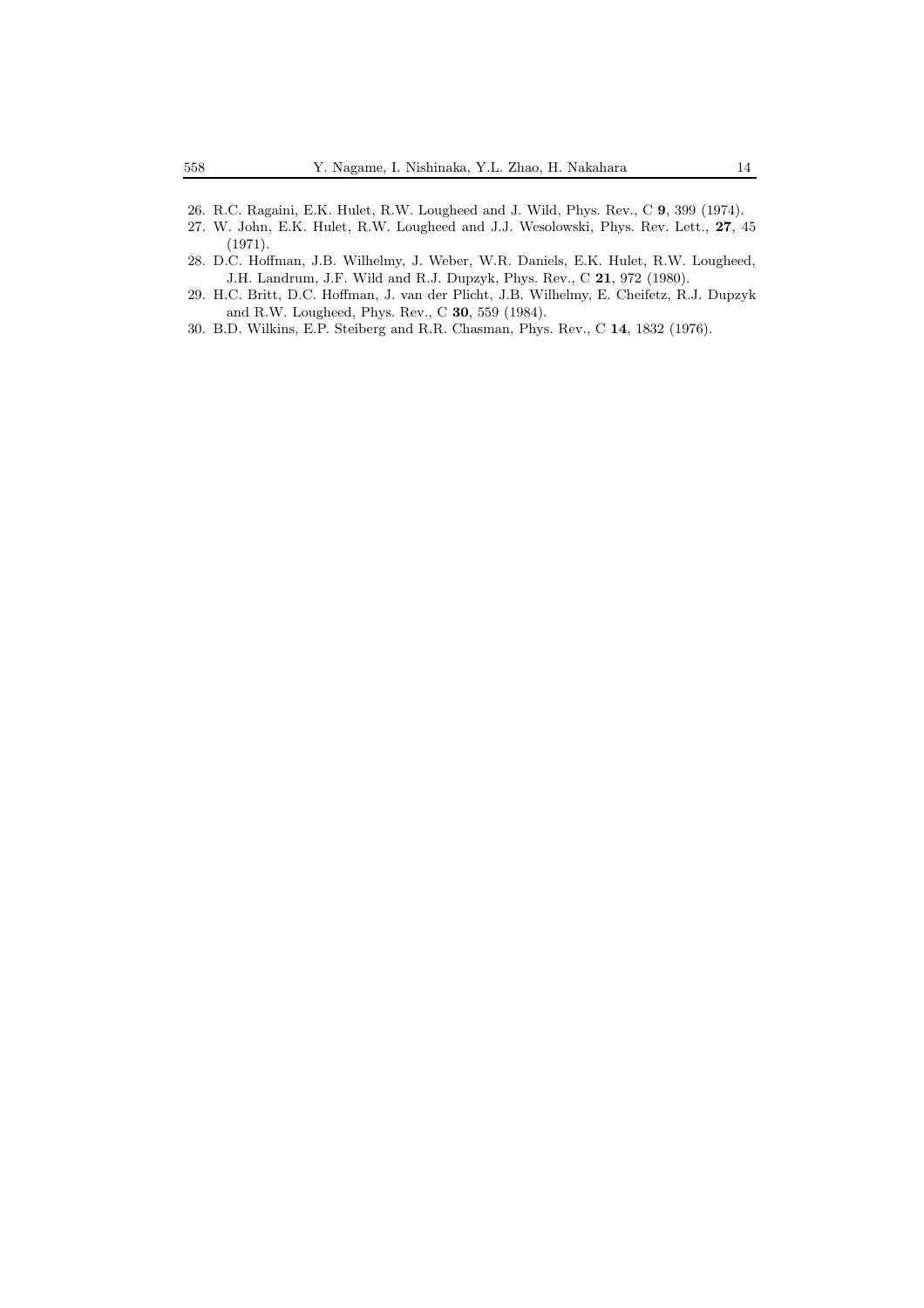26. R.C. Ragaini, E.K. Hulet, R.W. Lougheed and J. Wild, Phys. Rev., C **9**, 399 (1974).
27. W. John, E.K. Hulet, R.W. Lougheed and J.J. Wesolowski, Phys. Rev. Lett., **27**, 45 (1971).
28. D.C. Hoffman, J.B. Wilhelmy, J. Weber, W.R. Daniels, E.K. Hulet, R.W. Lougheed, J.H. Landrum, J.F. Wild and R.J. Dupzyk, Phys. Rev., C **21**, 972 (1980).
29. H.C. Britt, D.C. Hoffman, J. van der Plicht, J.B. Wilhelmy, E. Cheifetz, R.J. Dupzyk and R.W. Lougheed, Phys. Rev., C **30**, 559 (1984).
30. B.D. Wilkins, E.P. Steiberg and R.R. Chasman, Phys. Rev., C **14**, 1832 (1976).